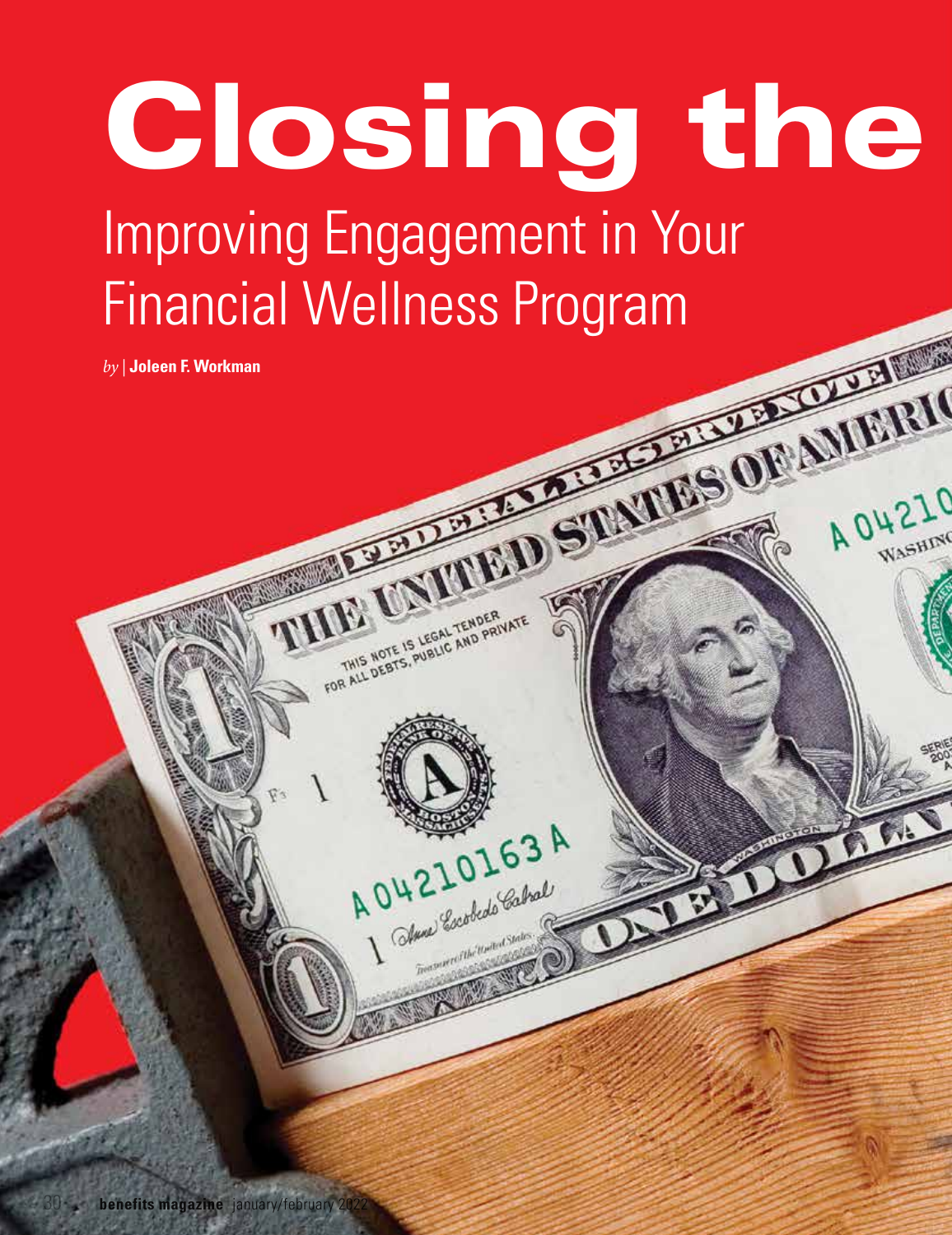# Closing the

## Improving Engagement in Your Financial Wellness Program

*by* | **Joleen F. Workman**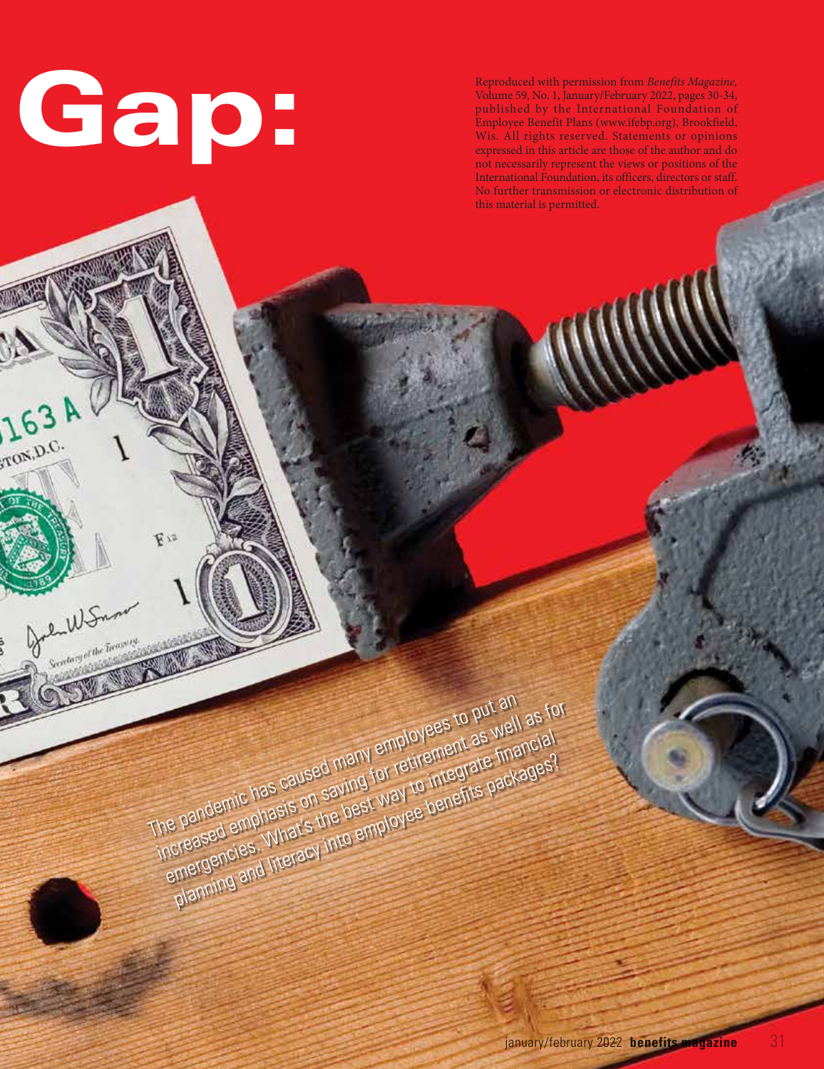# Gap:

Reproduced with permission from *Benefits Magazine*, Volume 59, No. 1, January/February 2022, pages 30-34, published by the International Foundation of Employee Benefit Plans (www.ifebp.org), Brookfield, Wis. All rights reserved. Statements or opinions expressed in this article are those of the author and do not necessarily represent the views or positions of the International Foundation, its officers, directors or staff. No further transmission or electronic distribution of this material is permitted.

The pandemic has caused many employees to put an increased emphasis on saving for retirement as well as for emergencies. What's the best way to integrate financial planning and literacy into employee benefits packages?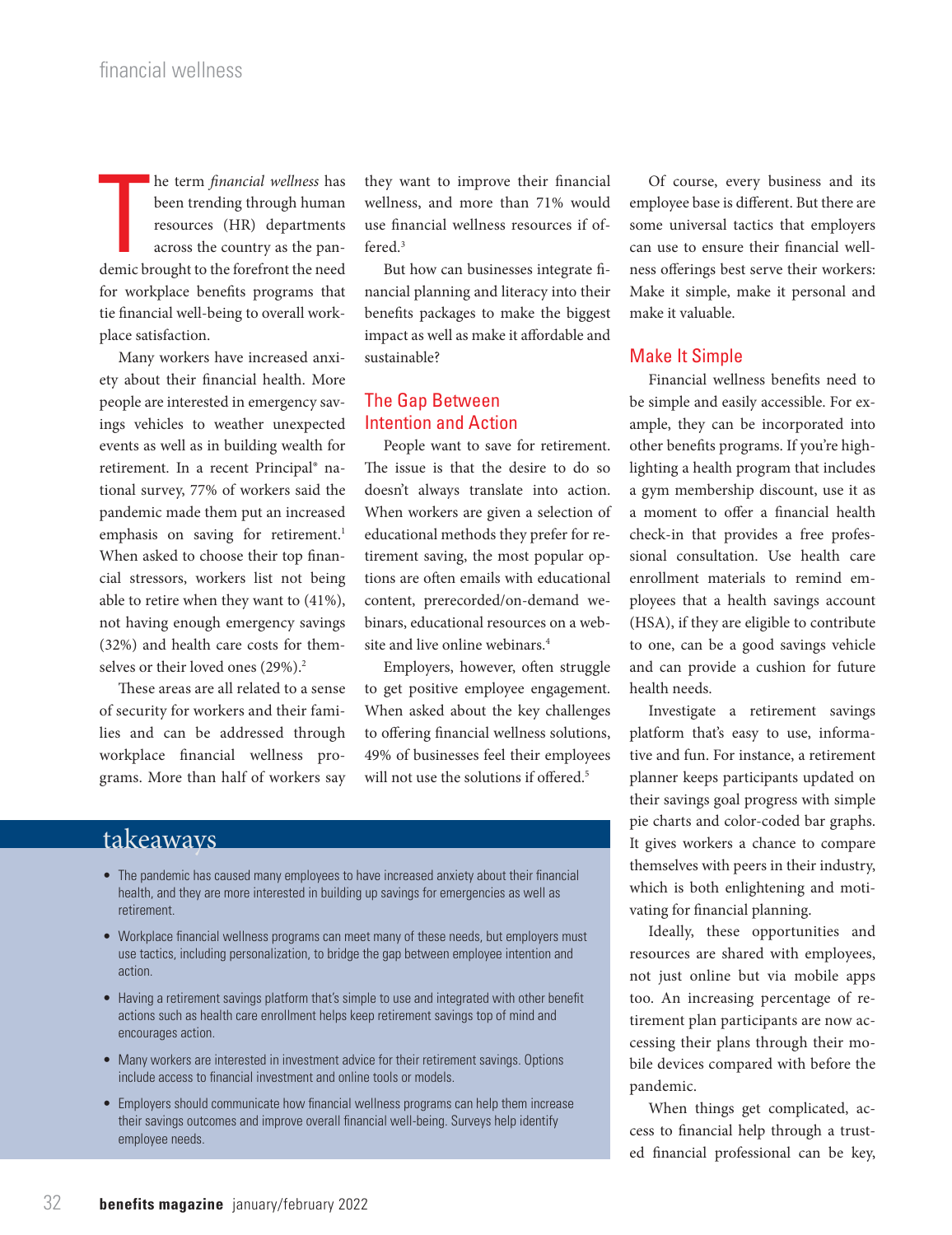The term *financial wellness* has been trending through human resources (HR) departments across the country as the pandemic brought to the forefront the need for workplace benefits programs that tie financial well-being to overall workplace satisfaction.

Many workers have increased anxiety about their financial health. More people are interested in emergency savings vehicles to weather unexpected events as well as in building wealth for retirement. In a recent Principal® national survey, 77% of workers said the pandemic made them put an increased emphasis on saving for retirement.[1] When asked to choose their top financial stressors, workers list not being able to retire when they want to (41%), not having enough emergency savings (32%) and health care costs for themselves or their loved ones (29%).[2]

These areas are all related to a sense of security for workers and their families and can be addressed through workplace financial wellness programs. More than half of workers say they want to improve their financial wellness, and more than 71% would use financial wellness resources if offered.[3]

But how can businesses integrate financial planning and literacy into their benefits packages to make the biggest impact as well as make it affordable and sustainable?

## The Gap Between Intention and Action

People want to save for retirement. The issue is that the desire to do so doesn't always translate into action. When workers are given a selection of educational methods they prefer for retirement saving, the most popular options are often emails with educational content, prerecorded/on-demand webinars, educational resources on a website and live online webinars.[4]

Employers, however, often struggle to get positive employee engagement. When asked about the key challenges to offering financial wellness solutions, 49% of businesses feel their employees will not use the solutions if offered.[5]

## takeaways

- The pandemic has caused many employees to have increased anxiety about their financial health, and they are more interested in building up savings for emergencies as well as retirement.
- Workplace financial wellness programs can meet many of these needs, but employers must use tactics, including personalization, to bridge the gap between employee intention and action.
- Having a retirement savings platform that's simple to use and integrated with other benefit actions such as health care enrollment helps keep retirement savings top of mind and encourages action.
- Many workers are interested in investment advice for their retirement savings. Options include access to financial investment and online tools or models.
- Employers should communicate how financial wellness programs can help them increase their savings outcomes and improve overall financial well-being. Surveys help identify employee needs.

Of course, every business and its employee base is different. But there are some universal tactics that employers can use to ensure their financial wellness offerings best serve their workers: Make it simple, make it personal and make it valuable.

## Make It Simple

Financial wellness benefits need to be simple and easily accessible. For example, they can be incorporated into other benefits programs. If you're highlighting a health program that includes a gym membership discount, use it as a moment to offer a financial health check-in that provides a free professional consultation. Use health care enrollment materials to remind employees that a health savings account (HSA), if they are eligible to contribute to one, can be a good savings vehicle and can provide a cushion for future health needs.

Investigate a retirement savings platform that's easy to use, informative and fun. For instance, a retirement planner keeps participants updated on their savings goal progress with simple pie charts and color-coded bar graphs. It gives workers a chance to compare themselves with peers in their industry, which is both enlightening and motivating for financial planning.

Ideally, these opportunities and resources are shared with employees, not just online but via mobile apps too. An increasing percentage of retirement plan participants are now accessing their plans through their mobile devices compared with before the pandemic.

When things get complicated, access to financial help through a trusted financial professional can be key,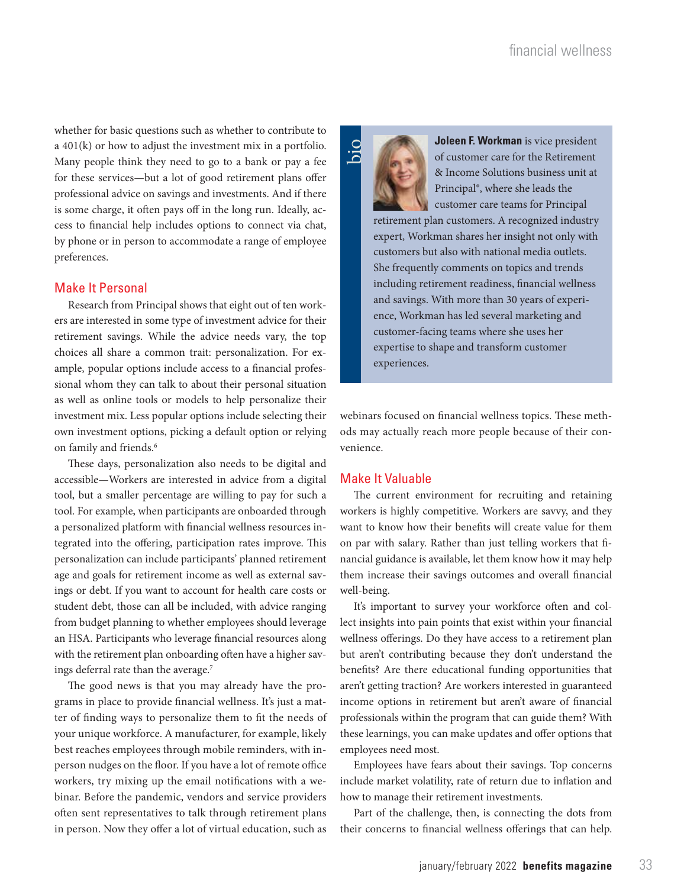whether for basic questions such as whether to contribute to a 401(k) or how to adjust the investment mix in a portfolio. Many people think they need to go to a bank or pay a fee for these services—but a lot of good retirement plans offer professional advice on savings and investments. And if there is some charge, it often pays off in the long run. Ideally, access to financial help includes options to connect via chat, by phone or in person to accommodate a range of employee preferences.

## Make It Personal

Research from Principal shows that eight out of ten workers are interested in some type of investment advice for their retirement savings. While the advice needs vary, the top choices all share a common trait: personalization. For example, popular options include access to a financial professional whom they can talk to about their personal situation as well as online tools or models to help personalize their investment mix. Less popular options include selecting their own investment options, picking a default option or relying on family and friends.[6]

These days, personalization also needs to be digital and accessible—Workers are interested in advice from a digital tool, but a smaller percentage are willing to pay for such a tool. For example, when participants are onboarded through a personalized platform with financial wellness resources integrated into the offering, participation rates improve. This personalization can include participants' planned retirement age and goals for retirement income as well as external savings or debt. If you want to account for health care costs or student debt, those can all be included, with advice ranging from budget planning to whether employees should leverage an HSA. Participants who leverage financial resources along with the retirement plan onboarding often have a higher savings deferral rate than the average.[7]

The good news is that you may already have the programs in place to provide financial wellness. It's just a matter of finding ways to personalize them to fit the needs of your unique workforce. A manufacturer, for example, likely best reaches employees through mobile reminders, with in-person nudges on the floor. If you have a lot of remote office workers, try mixing up the email notifications with a webinar. Before the pandemic, vendors and service providers often sent representatives to talk through retirement plans in person. Now they offer a lot of virtual education, such as webinars focused on financial wellness topics. These methods may actually reach more people because of their convenience.

> **bio**
>
> **Joleen F. Workman** is vice president of customer care for the Retirement & Income Solutions business unit at Principal®, where she leads the customer care teams for Principal retirement plan customers. A recognized industry expert, Workman shares her insight not only with customers but also with national media outlets. She frequently comments on topics and trends including retirement readiness, financial wellness and savings. With more than 30 years of experience, Workman has led several marketing and customer-facing teams where she uses her expertise to shape and transform customer experiences.

## Make It Valuable

The current environment for recruiting and retaining workers is highly competitive. Workers are savvy, and they want to know how their benefits will create value for them on par with salary. Rather than just telling workers that financial guidance is available, let them know how it may help them increase their savings outcomes and overall financial well-being.

It's important to survey your workforce often and collect insights into pain points that exist within your financial wellness offerings. Do they have access to a retirement plan but aren't contributing because they don't understand the benefits? Are there educational funding opportunities that aren't getting traction? Are workers interested in guaranteed income options in retirement but aren't aware of financial professionals within the program that can guide them? With these learnings, you can make updates and offer options that employees need most.

Employees have fears about their savings. Top concerns include market volatility, rate of return due to inflation and how to manage their retirement investments.

Part of the challenge, then, is connecting the dots from their concerns to financial wellness offerings that can help.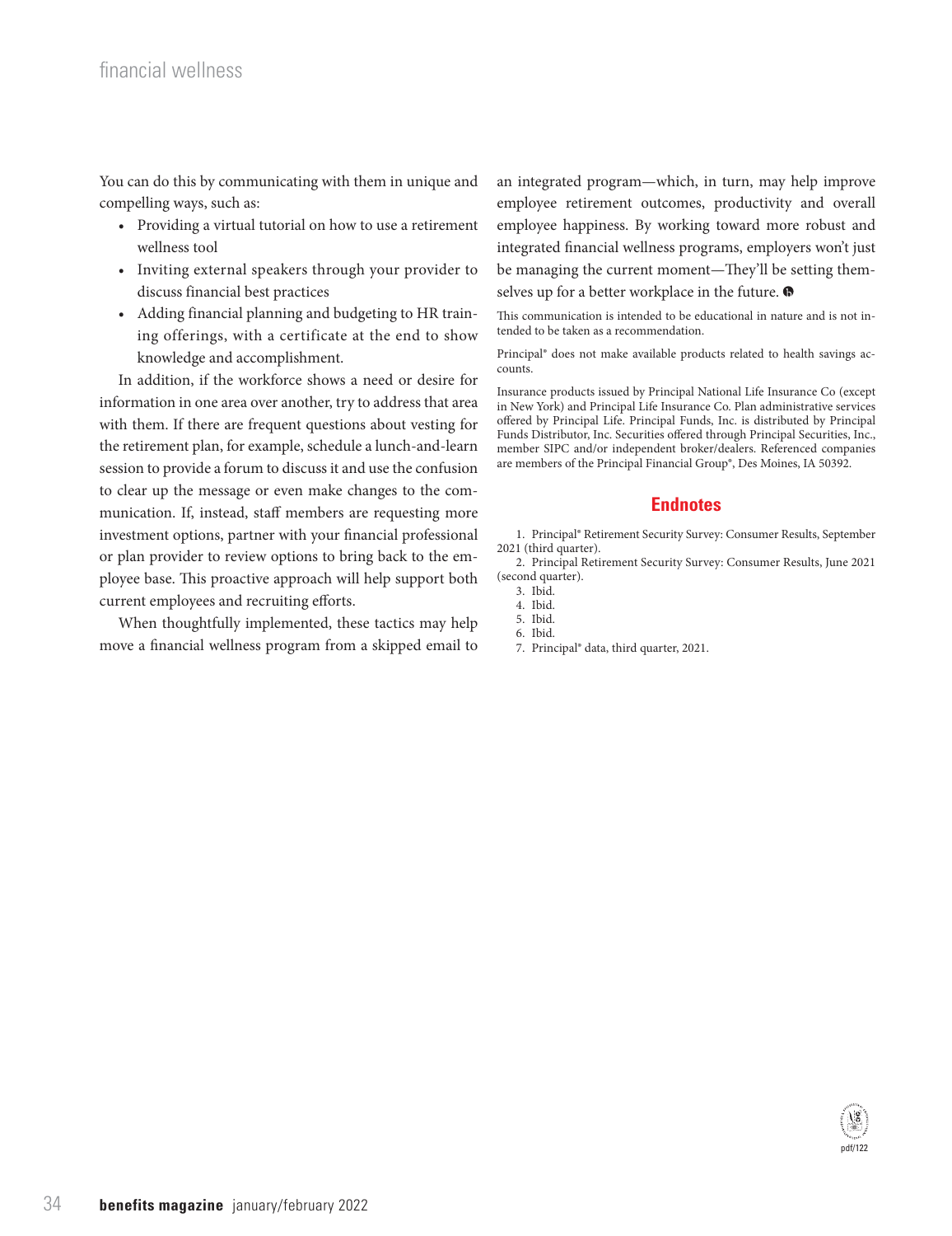You can do this by communicating with them in unique and compelling ways, such as:

- Providing a virtual tutorial on how to use a retirement wellness tool
- Inviting external speakers through your provider to discuss financial best practices
- Adding financial planning and budgeting to HR training offerings, with a certificate at the end to show knowledge and accomplishment.

In addition, if the workforce shows a need or desire for information in one area over another, try to address that area with them. If there are frequent questions about vesting for the retirement plan, for example, schedule a lunch-and-learn session to provide a forum to discuss it and use the confusion to clear up the message or even make changes to the communication. If, instead, staff members are requesting more investment options, partner with your financial professional or plan provider to review options to bring back to the employee base. This proactive approach will help support both current employees and recruiting efforts.

When thoughtfully implemented, these tactics may help move a financial wellness program from a skipped email to an integrated program—which, in turn, may help improve employee retirement outcomes, productivity and overall employee happiness. By working toward more robust and integrated financial wellness programs, employers won't just be managing the current moment—They'll be setting themselves up for a better workplace in the future.

This communication is intended to be educational in nature and is not intended to be taken as a recommendation.

Principal® does not make available products related to health savings accounts.

Insurance products issued by Principal National Life Insurance Co (except in New York) and Principal Life Insurance Co. Plan administrative services offered by Principal Life. Principal Funds, Inc. is distributed by Principal Funds Distributor, Inc. Securities offered through Principal Securities, Inc., member SIPC and/or independent broker/dealers. Referenced companies are members of the Principal Financial Group®, Des Moines, IA 50392.

## Endnotes

1. Principal® Retirement Security Survey: Consumer Results, September 2021 (third quarter).
2. Principal Retirement Security Survey: Consumer Results, June 2021 (second quarter).
3. Ibid.
4. Ibid.
5. Ibid.
6. Ibid.
7. Principal® data, third quarter, 2021.

pdf/122